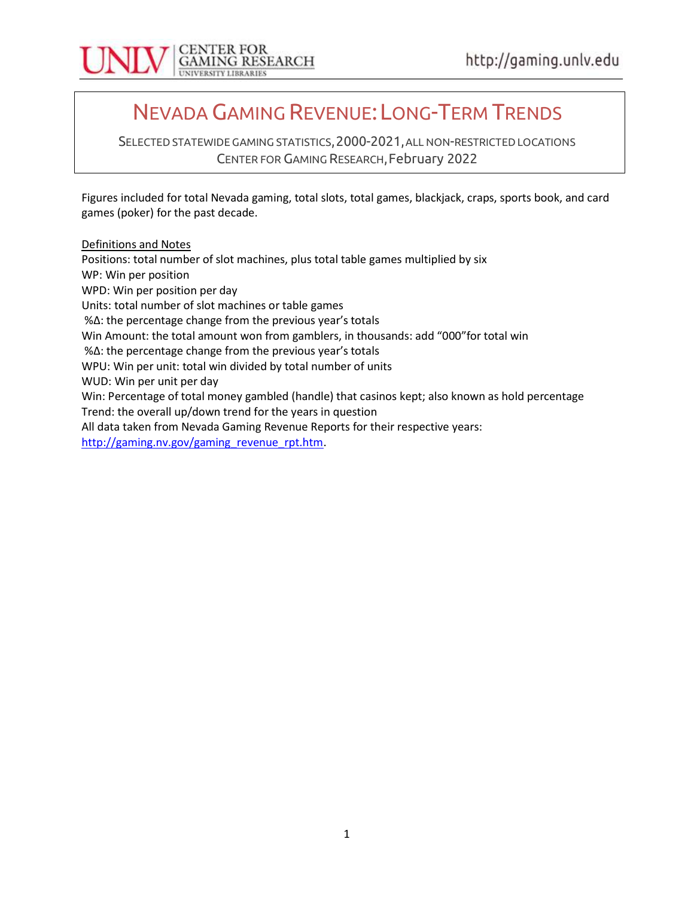# NEVADA GAMING REVENUE: LONG-TERM TRENDS

SELECTED STATEWIDE GAMING STATISTICS, 2000-2021, ALL NON-RESTRICTED LOCATIONS
CENTER FOR GAMING RESEARCH, February 2022

Figures included for total Nevada gaming, total slots, total games, blackjack, craps, sports book, and card games (poker) for the past decade.

Definitions and Notes

Positions: total number of slot machines, plus total table games multiplied by six
WP: Win per position
WPD: Win per position per day
Units: total number of slot machines or table games
%Δ: the percentage change from the previous year's totals
Win Amount: the total amount won from gamblers, in thousands: add "000"for total win
%Δ: the percentage change from the previous year's totals
WPU: Win per unit: total win divided by total number of units
WUD: Win per unit per day
Win: Percentage of total money gambled (handle) that casinos kept; also known as hold percentage
Trend: the overall up/down trend for the years in question
All data taken from Nevada Gaming Revenue Reports for their respective years:
http://gaming.nv.gov/gaming_revenue_rpt.htm.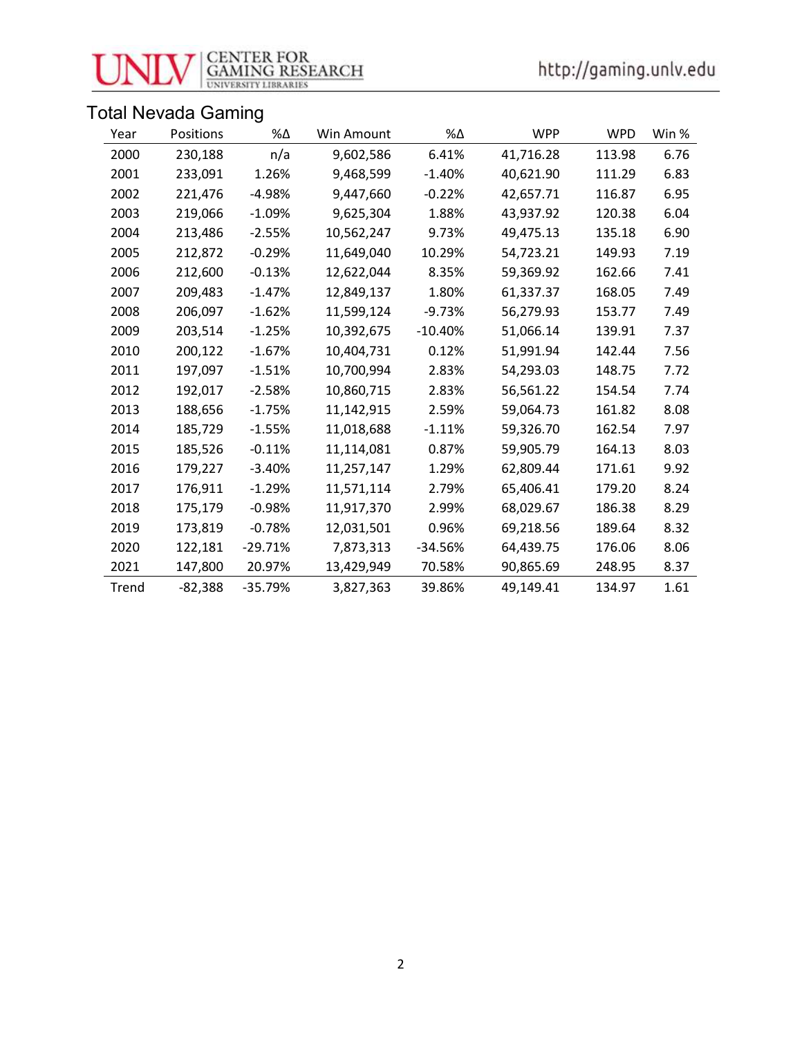## Total Nevada Gaming

| Year | Positions | %Δ | Win Amount | %Δ | WPP | WPD | Win % |
|---|---|---|---|---|---|---|---|
| 2000 | 230,188 | n/a | 9,602,586 | 6.41% | 41,716.28 | 113.98 | 6.76 |
| 2001 | 233,091 | 1.26% | 9,468,599 | -1.40% | 40,621.90 | 111.29 | 6.83 |
| 2002 | 221,476 | -4.98% | 9,447,660 | -0.22% | 42,657.71 | 116.87 | 6.95 |
| 2003 | 219,066 | -1.09% | 9,625,304 | 1.88% | 43,937.92 | 120.38 | 6.04 |
| 2004 | 213,486 | -2.55% | 10,562,247 | 9.73% | 49,475.13 | 135.18 | 6.90 |
| 2005 | 212,872 | -0.29% | 11,649,040 | 10.29% | 54,723.21 | 149.93 | 7.19 |
| 2006 | 212,600 | -0.13% | 12,622,044 | 8.35% | 59,369.92 | 162.66 | 7.41 |
| 2007 | 209,483 | -1.47% | 12,849,137 | 1.80% | 61,337.37 | 168.05 | 7.49 |
| 2008 | 206,097 | -1.62% | 11,599,124 | -9.73% | 56,279.93 | 153.77 | 7.49 |
| 2009 | 203,514 | -1.25% | 10,392,675 | -10.40% | 51,066.14 | 139.91 | 7.37 |
| 2010 | 200,122 | -1.67% | 10,404,731 | 0.12% | 51,991.94 | 142.44 | 7.56 |
| 2011 | 197,097 | -1.51% | 10,700,994 | 2.83% | 54,293.03 | 148.75 | 7.72 |
| 2012 | 192,017 | -2.58% | 10,860,715 | 2.83% | 56,561.22 | 154.54 | 7.74 |
| 2013 | 188,656 | -1.75% | 11,142,915 | 2.59% | 59,064.73 | 161.82 | 8.08 |
| 2014 | 185,729 | -1.55% | 11,018,688 | -1.11% | 59,326.70 | 162.54 | 7.97 |
| 2015 | 185,526 | -0.11% | 11,114,081 | 0.87% | 59,905.79 | 164.13 | 8.03 |
| 2016 | 179,227 | -3.40% | 11,257,147 | 1.29% | 62,809.44 | 171.61 | 9.92 |
| 2017 | 176,911 | -1.29% | 11,571,114 | 2.79% | 65,406.41 | 179.20 | 8.24 |
| 2018 | 175,179 | -0.98% | 11,917,370 | 2.99% | 68,029.67 | 186.38 | 8.29 |
| 2019 | 173,819 | -0.78% | 12,031,501 | 0.96% | 69,218.56 | 189.64 | 8.32 |
| 2020 | 122,181 | -29.71% | 7,873,313 | -34.56% | 64,439.75 | 176.06 | 8.06 |
| 2021 | 147,800 | 20.97% | 13,429,949 | 70.58% | 90,865.69 | 248.95 | 8.37 |
| Trend | -82,388 | -35.79% | 3,827,363 | 39.86% | 49,149.41 | 134.97 | 1.61 |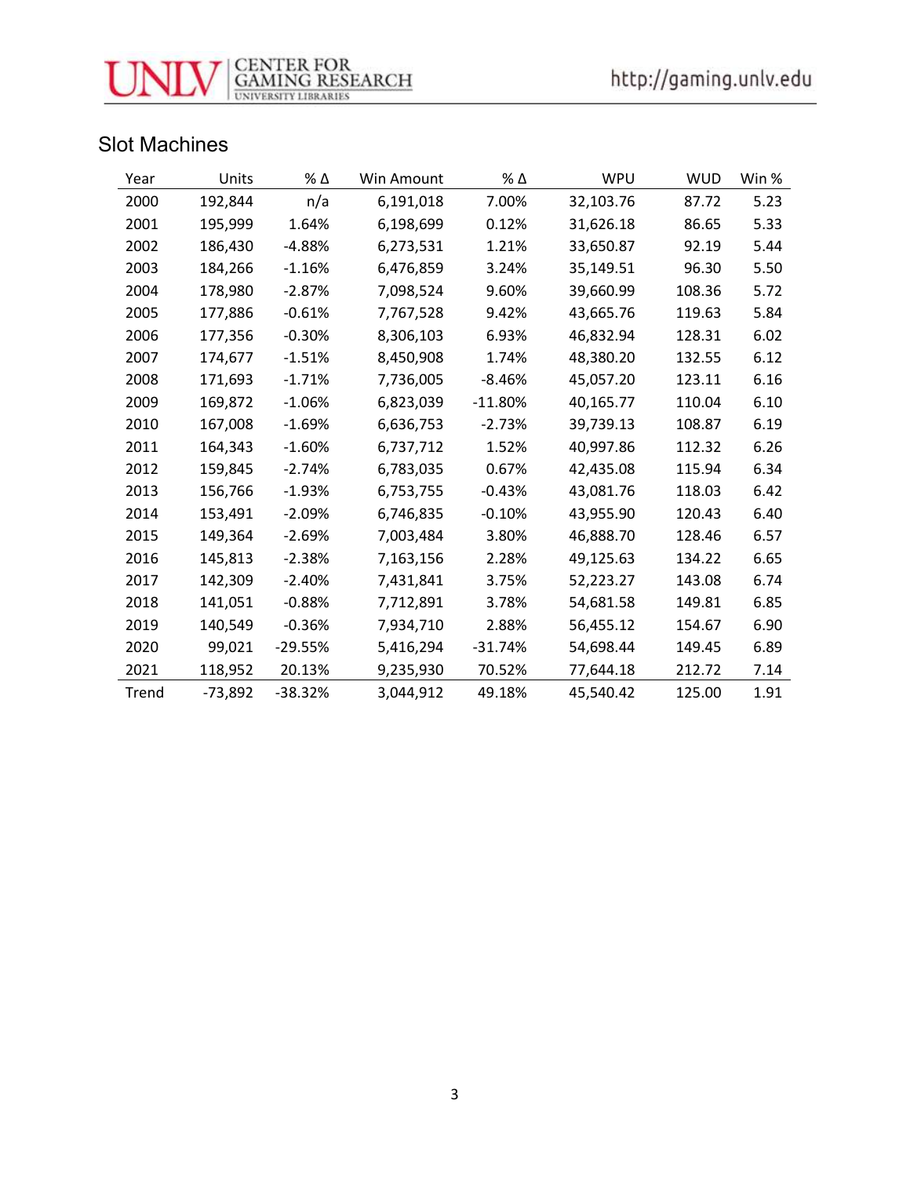## Slot Machines

| Year | Units | % Δ | Win Amount | % Δ | WPU | WUD | Win % |
|---|---|---|---|---|---|---|---|
| 2000 | 192,844 | n/a | 6,191,018 | 7.00% | 32,103.76 | 87.72 | 5.23 |
| 2001 | 195,999 | 1.64% | 6,198,699 | 0.12% | 31,626.18 | 86.65 | 5.33 |
| 2002 | 186,430 | -4.88% | 6,273,531 | 1.21% | 33,650.87 | 92.19 | 5.44 |
| 2003 | 184,266 | -1.16% | 6,476,859 | 3.24% | 35,149.51 | 96.30 | 5.50 |
| 2004 | 178,980 | -2.87% | 7,098,524 | 9.60% | 39,660.99 | 108.36 | 5.72 |
| 2005 | 177,886 | -0.61% | 7,767,528 | 9.42% | 43,665.76 | 119.63 | 5.84 |
| 2006 | 177,356 | -0.30% | 8,306,103 | 6.93% | 46,832.94 | 128.31 | 6.02 |
| 2007 | 174,677 | -1.51% | 8,450,908 | 1.74% | 48,380.20 | 132.55 | 6.12 |
| 2008 | 171,693 | -1.71% | 7,736,005 | -8.46% | 45,057.20 | 123.11 | 6.16 |
| 2009 | 169,872 | -1.06% | 6,823,039 | -11.80% | 40,165.77 | 110.04 | 6.10 |
| 2010 | 167,008 | -1.69% | 6,636,753 | -2.73% | 39,739.13 | 108.87 | 6.19 |
| 2011 | 164,343 | -1.60% | 6,737,712 | 1.52% | 40,997.86 | 112.32 | 6.26 |
| 2012 | 159,845 | -2.74% | 6,783,035 | 0.67% | 42,435.08 | 115.94 | 6.34 |
| 2013 | 156,766 | -1.93% | 6,753,755 | -0.43% | 43,081.76 | 118.03 | 6.42 |
| 2014 | 153,491 | -2.09% | 6,746,835 | -0.10% | 43,955.90 | 120.43 | 6.40 |
| 2015 | 149,364 | -2.69% | 7,003,484 | 3.80% | 46,888.70 | 128.46 | 6.57 |
| 2016 | 145,813 | -2.38% | 7,163,156 | 2.28% | 49,125.63 | 134.22 | 6.65 |
| 2017 | 142,309 | -2.40% | 7,431,841 | 3.75% | 52,223.27 | 143.08 | 6.74 |
| 2018 | 141,051 | -0.88% | 7,712,891 | 3.78% | 54,681.58 | 149.81 | 6.85 |
| 2019 | 140,549 | -0.36% | 7,934,710 | 2.88% | 56,455.12 | 154.67 | 6.90 |
| 2020 | 99,021 | -29.55% | 5,416,294 | -31.74% | 54,698.44 | 149.45 | 6.89 |
| 2021 | 118,952 | 20.13% | 9,235,930 | 70.52% | 77,644.18 | 212.72 | 7.14 |
| Trend | -73,892 | -38.32% | 3,044,912 | 49.18% | 45,540.42 | 125.00 | 1.91 |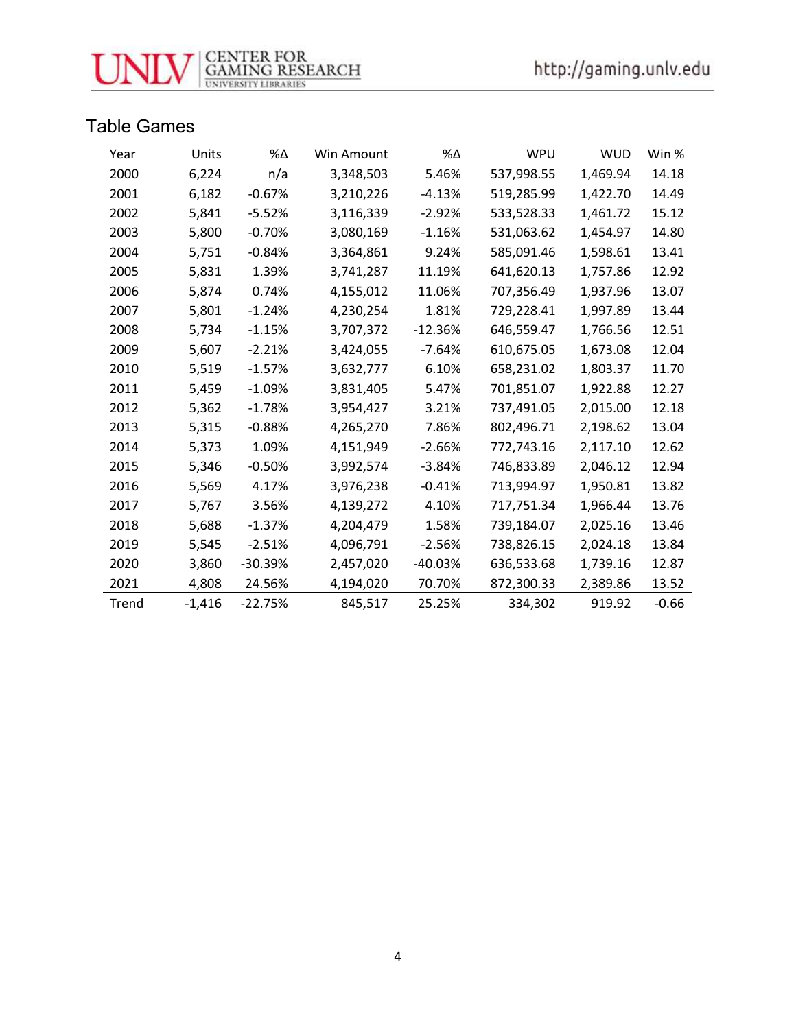## Table Games

| Year | Units | %Δ | Win Amount | %Δ | WPU | WUD | Win % |
|---|---|---|---|---|---|---|---|
| 2000 | 6,224 | n/a | 3,348,503 | 5.46% | 537,998.55 | 1,469.94 | 14.18 |
| 2001 | 6,182 | -0.67% | 3,210,226 | -4.13% | 519,285.99 | 1,422.70 | 14.49 |
| 2002 | 5,841 | -5.52% | 3,116,339 | -2.92% | 533,528.33 | 1,461.72 | 15.12 |
| 2003 | 5,800 | -0.70% | 3,080,169 | -1.16% | 531,063.62 | 1,454.97 | 14.80 |
| 2004 | 5,751 | -0.84% | 3,364,861 | 9.24% | 585,091.46 | 1,598.61 | 13.41 |
| 2005 | 5,831 | 1.39% | 3,741,287 | 11.19% | 641,620.13 | 1,757.86 | 12.92 |
| 2006 | 5,874 | 0.74% | 4,155,012 | 11.06% | 707,356.49 | 1,937.96 | 13.07 |
| 2007 | 5,801 | -1.24% | 4,230,254 | 1.81% | 729,228.41 | 1,997.89 | 13.44 |
| 2008 | 5,734 | -1.15% | 3,707,372 | -12.36% | 646,559.47 | 1,766.56 | 12.51 |
| 2009 | 5,607 | -2.21% | 3,424,055 | -7.64% | 610,675.05 | 1,673.08 | 12.04 |
| 2010 | 5,519 | -1.57% | 3,632,777 | 6.10% | 658,231.02 | 1,803.37 | 11.70 |
| 2011 | 5,459 | -1.09% | 3,831,405 | 5.47% | 701,851.07 | 1,922.88 | 12.27 |
| 2012 | 5,362 | -1.78% | 3,954,427 | 3.21% | 737,491.05 | 2,015.00 | 12.18 |
| 2013 | 5,315 | -0.88% | 4,265,270 | 7.86% | 802,496.71 | 2,198.62 | 13.04 |
| 2014 | 5,373 | 1.09% | 4,151,949 | -2.66% | 772,743.16 | 2,117.10 | 12.62 |
| 2015 | 5,346 | -0.50% | 3,992,574 | -3.84% | 746,833.89 | 2,046.12 | 12.94 |
| 2016 | 5,569 | 4.17% | 3,976,238 | -0.41% | 713,994.97 | 1,950.81 | 13.82 |
| 2017 | 5,767 | 3.56% | 4,139,272 | 4.10% | 717,751.34 | 1,966.44 | 13.76 |
| 2018 | 5,688 | -1.37% | 4,204,479 | 1.58% | 739,184.07 | 2,025.16 | 13.46 |
| 2019 | 5,545 | -2.51% | 4,096,791 | -2.56% | 738,826.15 | 2,024.18 | 13.84 |
| 2020 | 3,860 | -30.39% | 2,457,020 | -40.03% | 636,533.68 | 1,739.16 | 12.87 |
| 2021 | 4,808 | 24.56% | 4,194,020 | 70.70% | 872,300.33 | 2,389.86 | 13.52 |
| Trend | -1,416 | -22.75% | 845,517 | 25.25% | 334,302 | 919.92 | -0.66 |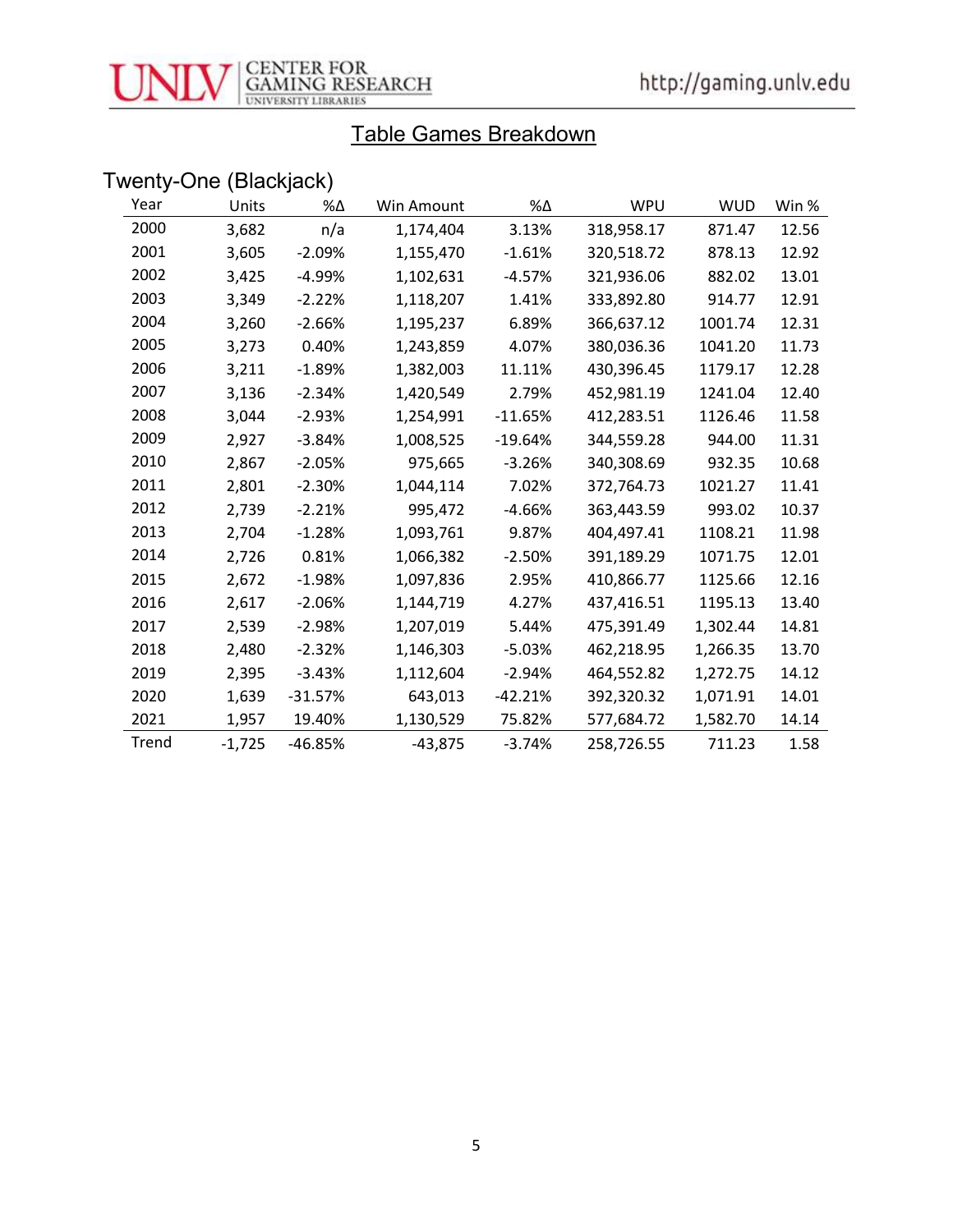## Table Games Breakdown

### Twenty-One (Blackjack)

| Year | Units | %Δ | Win Amount | %Δ | WPU | WUD | Win % |
|---|---|---|---|---|---|---|---|
| 2000 | 3,682 | n/a | 1,174,404 | 3.13% | 318,958.17 | 871.47 | 12.56 |
| 2001 | 3,605 | -2.09% | 1,155,470 | -1.61% | 320,518.72 | 878.13 | 12.92 |
| 2002 | 3,425 | -4.99% | 1,102,631 | -4.57% | 321,936.06 | 882.02 | 13.01 |
| 2003 | 3,349 | -2.22% | 1,118,207 | 1.41% | 333,892.80 | 914.77 | 12.91 |
| 2004 | 3,260 | -2.66% | 1,195,237 | 6.89% | 366,637.12 | 1001.74 | 12.31 |
| 2005 | 3,273 | 0.40% | 1,243,859 | 4.07% | 380,036.36 | 1041.20 | 11.73 |
| 2006 | 3,211 | -1.89% | 1,382,003 | 11.11% | 430,396.45 | 1179.17 | 12.28 |
| 2007 | 3,136 | -2.34% | 1,420,549 | 2.79% | 452,981.19 | 1241.04 | 12.40 |
| 2008 | 3,044 | -2.93% | 1,254,991 | -11.65% | 412,283.51 | 1126.46 | 11.58 |
| 2009 | 2,927 | -3.84% | 1,008,525 | -19.64% | 344,559.28 | 944.00 | 11.31 |
| 2010 | 2,867 | -2.05% | 975,665 | -3.26% | 340,308.69 | 932.35 | 10.68 |
| 2011 | 2,801 | -2.30% | 1,044,114 | 7.02% | 372,764.73 | 1021.27 | 11.41 |
| 2012 | 2,739 | -2.21% | 995,472 | -4.66% | 363,443.59 | 993.02 | 10.37 |
| 2013 | 2,704 | -1.28% | 1,093,761 | 9.87% | 404,497.41 | 1108.21 | 11.98 |
| 2014 | 2,726 | 0.81% | 1,066,382 | -2.50% | 391,189.29 | 1071.75 | 12.01 |
| 2015 | 2,672 | -1.98% | 1,097,836 | 2.95% | 410,866.77 | 1125.66 | 12.16 |
| 2016 | 2,617 | -2.06% | 1,144,719 | 4.27% | 437,416.51 | 1195.13 | 13.40 |
| 2017 | 2,539 | -2.98% | 1,207,019 | 5.44% | 475,391.49 | 1,302.44 | 14.81 |
| 2018 | 2,480 | -2.32% | 1,146,303 | -5.03% | 462,218.95 | 1,266.35 | 13.70 |
| 2019 | 2,395 | -3.43% | 1,112,604 | -2.94% | 464,552.82 | 1,272.75 | 14.12 |
| 2020 | 1,639 | -31.57% | 643,013 | -42.21% | 392,320.32 | 1,071.91 | 14.01 |
| 2021 | 1,957 | 19.40% | 1,130,529 | 75.82% | 577,684.72 | 1,582.70 | 14.14 |
| Trend | -1,725 | -46.85% | -43,875 | -3.74% | 258,726.55 | 711.23 | 1.58 |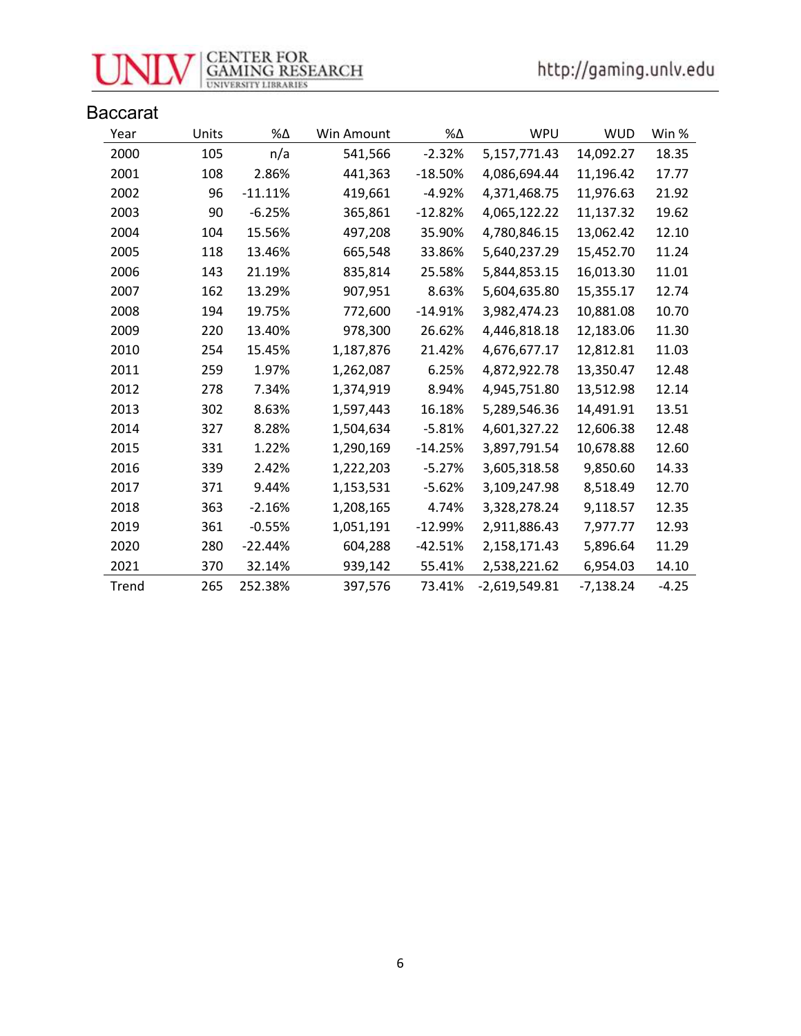## Baccarat

| Year | Units | %Δ | Win Amount | %Δ | WPU | WUD | Win % |
|---|---|---|---|---|---|---|---|
| 2000 | 105 | n/a | 541,566 | -2.32% | 5,157,771.43 | 14,092.27 | 18.35 |
| 2001 | 108 | 2.86% | 441,363 | -18.50% | 4,086,694.44 | 11,196.42 | 17.77 |
| 2002 | 96 | -11.11% | 419,661 | -4.92% | 4,371,468.75 | 11,976.63 | 21.92 |
| 2003 | 90 | -6.25% | 365,861 | -12.82% | 4,065,122.22 | 11,137.32 | 19.62 |
| 2004 | 104 | 15.56% | 497,208 | 35.90% | 4,780,846.15 | 13,062.42 | 12.10 |
| 2005 | 118 | 13.46% | 665,548 | 33.86% | 5,640,237.29 | 15,452.70 | 11.24 |
| 2006 | 143 | 21.19% | 835,814 | 25.58% | 5,844,853.15 | 16,013.30 | 11.01 |
| 2007 | 162 | 13.29% | 907,951 | 8.63% | 5,604,635.80 | 15,355.17 | 12.74 |
| 2008 | 194 | 19.75% | 772,600 | -14.91% | 3,982,474.23 | 10,881.08 | 10.70 |
| 2009 | 220 | 13.40% | 978,300 | 26.62% | 4,446,818.18 | 12,183.06 | 11.30 |
| 2010 | 254 | 15.45% | 1,187,876 | 21.42% | 4,676,677.17 | 12,812.81 | 11.03 |
| 2011 | 259 | 1.97% | 1,262,087 | 6.25% | 4,872,922.78 | 13,350.47 | 12.48 |
| 2012 | 278 | 7.34% | 1,374,919 | 8.94% | 4,945,751.80 | 13,512.98 | 12.14 |
| 2013 | 302 | 8.63% | 1,597,443 | 16.18% | 5,289,546.36 | 14,491.91 | 13.51 |
| 2014 | 327 | 8.28% | 1,504,634 | -5.81% | 4,601,327.22 | 12,606.38 | 12.48 |
| 2015 | 331 | 1.22% | 1,290,169 | -14.25% | 3,897,791.54 | 10,678.88 | 12.60 |
| 2016 | 339 | 2.42% | 1,222,203 | -5.27% | 3,605,318.58 | 9,850.60 | 14.33 |
| 2017 | 371 | 9.44% | 1,153,531 | -5.62% | 3,109,247.98 | 8,518.49 | 12.70 |
| 2018 | 363 | -2.16% | 1,208,165 | 4.74% | 3,328,278.24 | 9,118.57 | 12.35 |
| 2019 | 361 | -0.55% | 1,051,191 | -12.99% | 2,911,886.43 | 7,977.77 | 12.93 |
| 2020 | 280 | -22.44% | 604,288 | -42.51% | 2,158,171.43 | 5,896.64 | 11.29 |
| 2021 | 370 | 32.14% | 939,142 | 55.41% | 2,538,221.62 | 6,954.03 | 14.10 |
| Trend | 265 | 252.38% | 397,576 | 73.41% | -2,619,549.81 | -7,138.24 | -4.25 |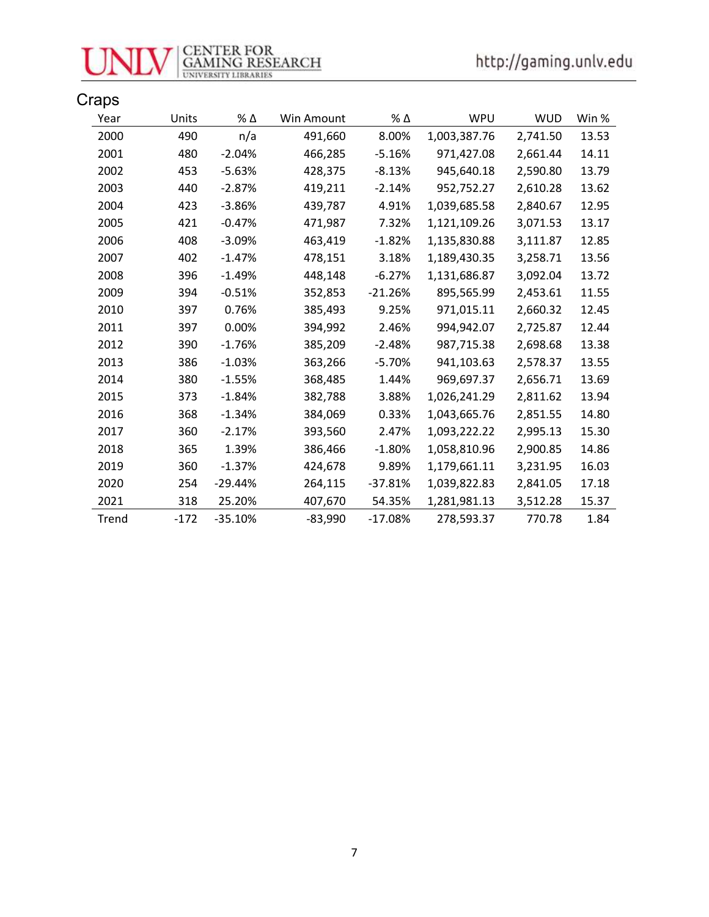## Craps

| Year | Units | % Δ | Win Amount | % Δ | WPU | WUD | Win % |
|---|---|---|---|---|---|---|---|
| 2000 | 490 | n/a | 491,660 | 8.00% | 1,003,387.76 | 2,741.50 | 13.53 |
| 2001 | 480 | -2.04% | 466,285 | -5.16% | 971,427.08 | 2,661.44 | 14.11 |
| 2002 | 453 | -5.63% | 428,375 | -8.13% | 945,640.18 | 2,590.80 | 13.79 |
| 2003 | 440 | -2.87% | 419,211 | -2.14% | 952,752.27 | 2,610.28 | 13.62 |
| 2004 | 423 | -3.86% | 439,787 | 4.91% | 1,039,685.58 | 2,840.67 | 12.95 |
| 2005 | 421 | -0.47% | 471,987 | 7.32% | 1,121,109.26 | 3,071.53 | 13.17 |
| 2006 | 408 | -3.09% | 463,419 | -1.82% | 1,135,830.88 | 3,111.87 | 12.85 |
| 2007 | 402 | -1.47% | 478,151 | 3.18% | 1,189,430.35 | 3,258.71 | 13.56 |
| 2008 | 396 | -1.49% | 448,148 | -6.27% | 1,131,686.87 | 3,092.04 | 13.72 |
| 2009 | 394 | -0.51% | 352,853 | -21.26% | 895,565.99 | 2,453.61 | 11.55 |
| 2010 | 397 | 0.76% | 385,493 | 9.25% | 971,015.11 | 2,660.32 | 12.45 |
| 2011 | 397 | 0.00% | 394,992 | 2.46% | 994,942.07 | 2,725.87 | 12.44 |
| 2012 | 390 | -1.76% | 385,209 | -2.48% | 987,715.38 | 2,698.68 | 13.38 |
| 2013 | 386 | -1.03% | 363,266 | -5.70% | 941,103.63 | 2,578.37 | 13.55 |
| 2014 | 380 | -1.55% | 368,485 | 1.44% | 969,697.37 | 2,656.71 | 13.69 |
| 2015 | 373 | -1.84% | 382,788 | 3.88% | 1,026,241.29 | 2,811.62 | 13.94 |
| 2016 | 368 | -1.34% | 384,069 | 0.33% | 1,043,665.76 | 2,851.55 | 14.80 |
| 2017 | 360 | -2.17% | 393,560 | 2.47% | 1,093,222.22 | 2,995.13 | 15.30 |
| 2018 | 365 | 1.39% | 386,466 | -1.80% | 1,058,810.96 | 2,900.85 | 14.86 |
| 2019 | 360 | -1.37% | 424,678 | 9.89% | 1,179,661.11 | 3,231.95 | 16.03 |
| 2020 | 254 | -29.44% | 264,115 | -37.81% | 1,039,822.83 | 2,841.05 | 17.18 |
| 2021 | 318 | 25.20% | 407,670 | 54.35% | 1,281,981.13 | 3,512.28 | 15.37 |
| Trend | -172 | -35.10% | -83,990 | -17.08% | 278,593.37 | 770.78 | 1.84 |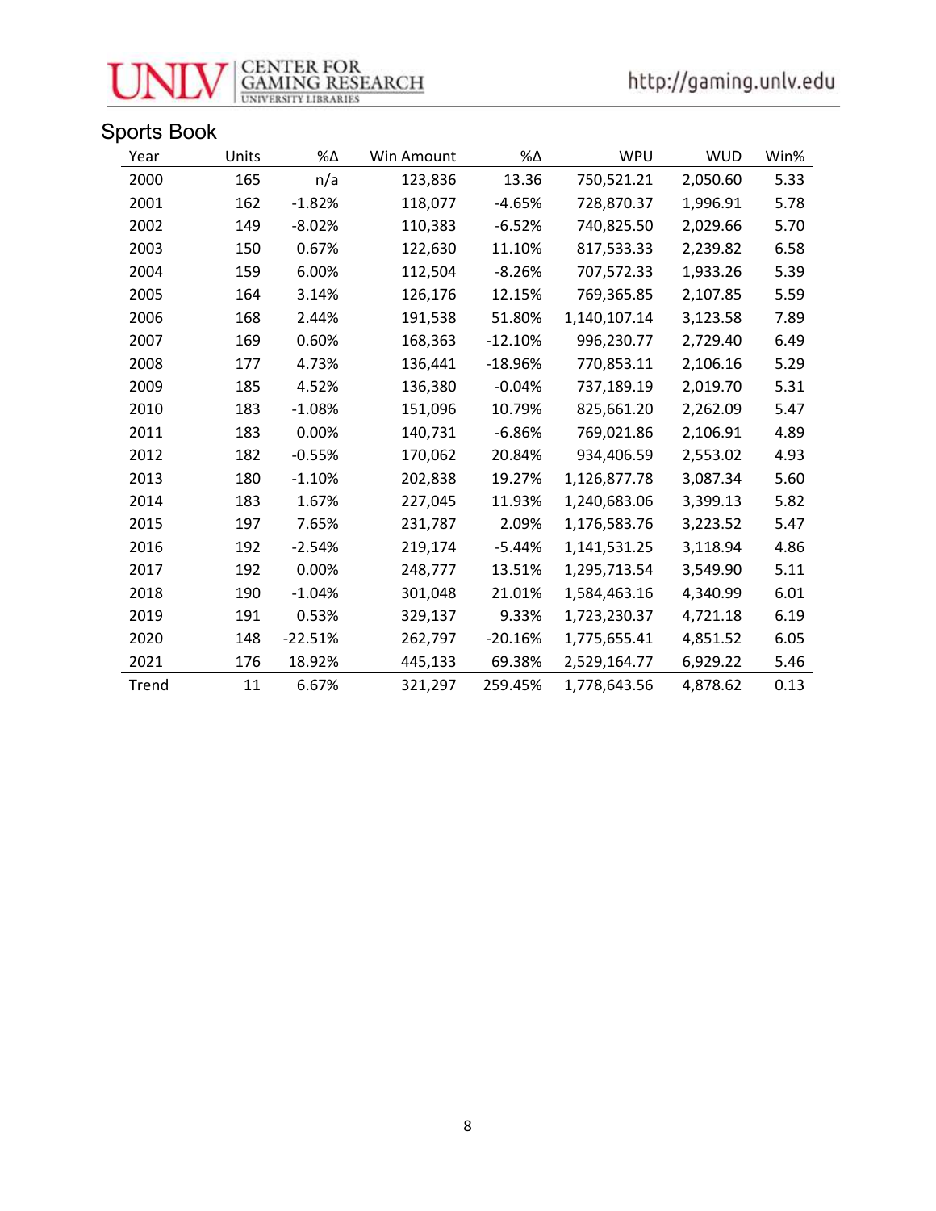## Sports Book

| Year | Units | %Δ | Win Amount | %Δ | WPU | WUD | Win% |
|---|---|---|---|---|---|---|---|
| 2000 | 165 | n/a | 123,836 | 13.36 | 750,521.21 | 2,050.60 | 5.33 |
| 2001 | 162 | -1.82% | 118,077 | -4.65% | 728,870.37 | 1,996.91 | 5.78 |
| 2002 | 149 | -8.02% | 110,383 | -6.52% | 740,825.50 | 2,029.66 | 5.70 |
| 2003 | 150 | 0.67% | 122,630 | 11.10% | 817,533.33 | 2,239.82 | 6.58 |
| 2004 | 159 | 6.00% | 112,504 | -8.26% | 707,572.33 | 1,933.26 | 5.39 |
| 2005 | 164 | 3.14% | 126,176 | 12.15% | 769,365.85 | 2,107.85 | 5.59 |
| 2006 | 168 | 2.44% | 191,538 | 51.80% | 1,140,107.14 | 3,123.58 | 7.89 |
| 2007 | 169 | 0.60% | 168,363 | -12.10% | 996,230.77 | 2,729.40 | 6.49 |
| 2008 | 177 | 4.73% | 136,441 | -18.96% | 770,853.11 | 2,106.16 | 5.29 |
| 2009 | 185 | 4.52% | 136,380 | -0.04% | 737,189.19 | 2,019.70 | 5.31 |
| 2010 | 183 | -1.08% | 151,096 | 10.79% | 825,661.20 | 2,262.09 | 5.47 |
| 2011 | 183 | 0.00% | 140,731 | -6.86% | 769,021.86 | 2,106.91 | 4.89 |
| 2012 | 182 | -0.55% | 170,062 | 20.84% | 934,406.59 | 2,553.02 | 4.93 |
| 2013 | 180 | -1.10% | 202,838 | 19.27% | 1,126,877.78 | 3,087.34 | 5.60 |
| 2014 | 183 | 1.67% | 227,045 | 11.93% | 1,240,683.06 | 3,399.13 | 5.82 |
| 2015 | 197 | 7.65% | 231,787 | 2.09% | 1,176,583.76 | 3,223.52 | 5.47 |
| 2016 | 192 | -2.54% | 219,174 | -5.44% | 1,141,531.25 | 3,118.94 | 4.86 |
| 2017 | 192 | 0.00% | 248,777 | 13.51% | 1,295,713.54 | 3,549.90 | 5.11 |
| 2018 | 190 | -1.04% | 301,048 | 21.01% | 1,584,463.16 | 4,340.99 | 6.01 |
| 2019 | 191 | 0.53% | 329,137 | 9.33% | 1,723,230.37 | 4,721.18 | 6.19 |
| 2020 | 148 | -22.51% | 262,797 | -20.16% | 1,775,655.41 | 4,851.52 | 6.05 |
| 2021 | 176 | 18.92% | 445,133 | 69.38% | 2,529,164.77 | 6,929.22 | 5.46 |
| Trend | 11 | 6.67% | 321,297 | 259.45% | 1,778,643.56 | 4,878.62 | 0.13 |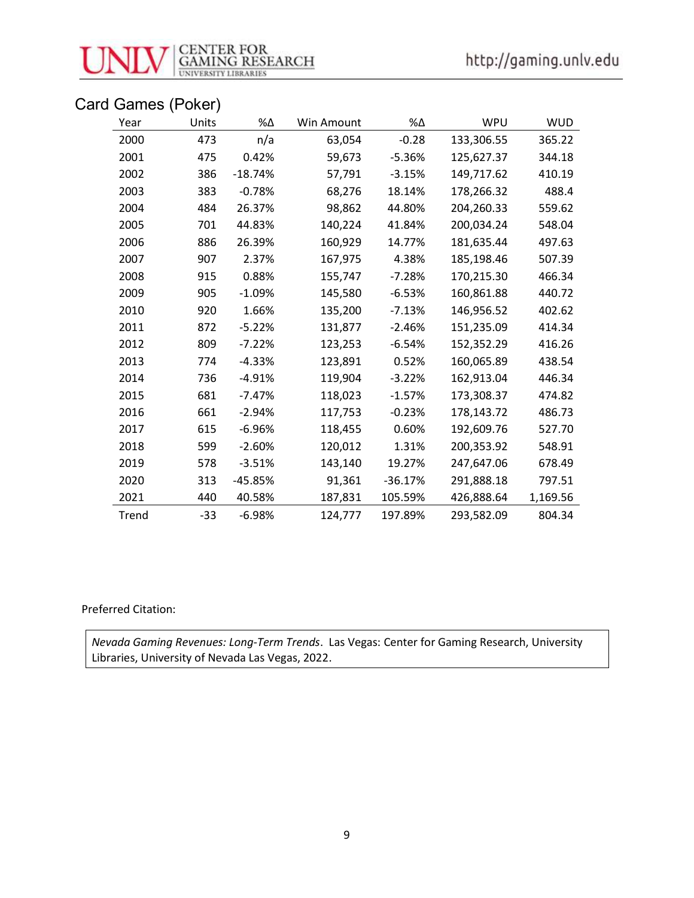## Card Games (Poker)

| Year | Units | %Δ | Win Amount | %Δ | WPU | WUD |
|---|---|---|---|---|---|---|
| 2000 | 473 | n/a | 63,054 | -0.28 | 133,306.55 | 365.22 |
| 2001 | 475 | 0.42% | 59,673 | -5.36% | 125,627.37 | 344.18 |
| 2002 | 386 | -18.74% | 57,791 | -3.15% | 149,717.62 | 410.19 |
| 2003 | 383 | -0.78% | 68,276 | 18.14% | 178,266.32 | 488.4 |
| 2004 | 484 | 26.37% | 98,862 | 44.80% | 204,260.33 | 559.62 |
| 2005 | 701 | 44.83% | 140,224 | 41.84% | 200,034.24 | 548.04 |
| 2006 | 886 | 26.39% | 160,929 | 14.77% | 181,635.44 | 497.63 |
| 2007 | 907 | 2.37% | 167,975 | 4.38% | 185,198.46 | 507.39 |
| 2008 | 915 | 0.88% | 155,747 | -7.28% | 170,215.30 | 466.34 |
| 2009 | 905 | -1.09% | 145,580 | -6.53% | 160,861.88 | 440.72 |
| 2010 | 920 | 1.66% | 135,200 | -7.13% | 146,956.52 | 402.62 |
| 2011 | 872 | -5.22% | 131,877 | -2.46% | 151,235.09 | 414.34 |
| 2012 | 809 | -7.22% | 123,253 | -6.54% | 152,352.29 | 416.26 |
| 2013 | 774 | -4.33% | 123,891 | 0.52% | 160,065.89 | 438.54 |
| 2014 | 736 | -4.91% | 119,904 | -3.22% | 162,913.04 | 446.34 |
| 2015 | 681 | -7.47% | 118,023 | -1.57% | 173,308.37 | 474.82 |
| 2016 | 661 | -2.94% | 117,753 | -0.23% | 178,143.72 | 486.73 |
| 2017 | 615 | -6.96% | 118,455 | 0.60% | 192,609.76 | 527.70 |
| 2018 | 599 | -2.60% | 120,012 | 1.31% | 200,353.92 | 548.91 |
| 2019 | 578 | -3.51% | 143,140 | 19.27% | 247,647.06 | 678.49 |
| 2020 | 313 | -45.85% | 91,361 | -36.17% | 291,888.18 | 797.51 |
| 2021 | 440 | 40.58% | 187,831 | 105.59% | 426,888.64 | 1,169.56 |
| Trend | -33 | -6.98% | 124,777 | 197.89% | 293,582.09 | 804.34 |

Preferred Citation:

*Nevada Gaming Revenues: Long-Term Trends*. Las Vegas: Center for Gaming Research, University Libraries, University of Nevada Las Vegas, 2022.